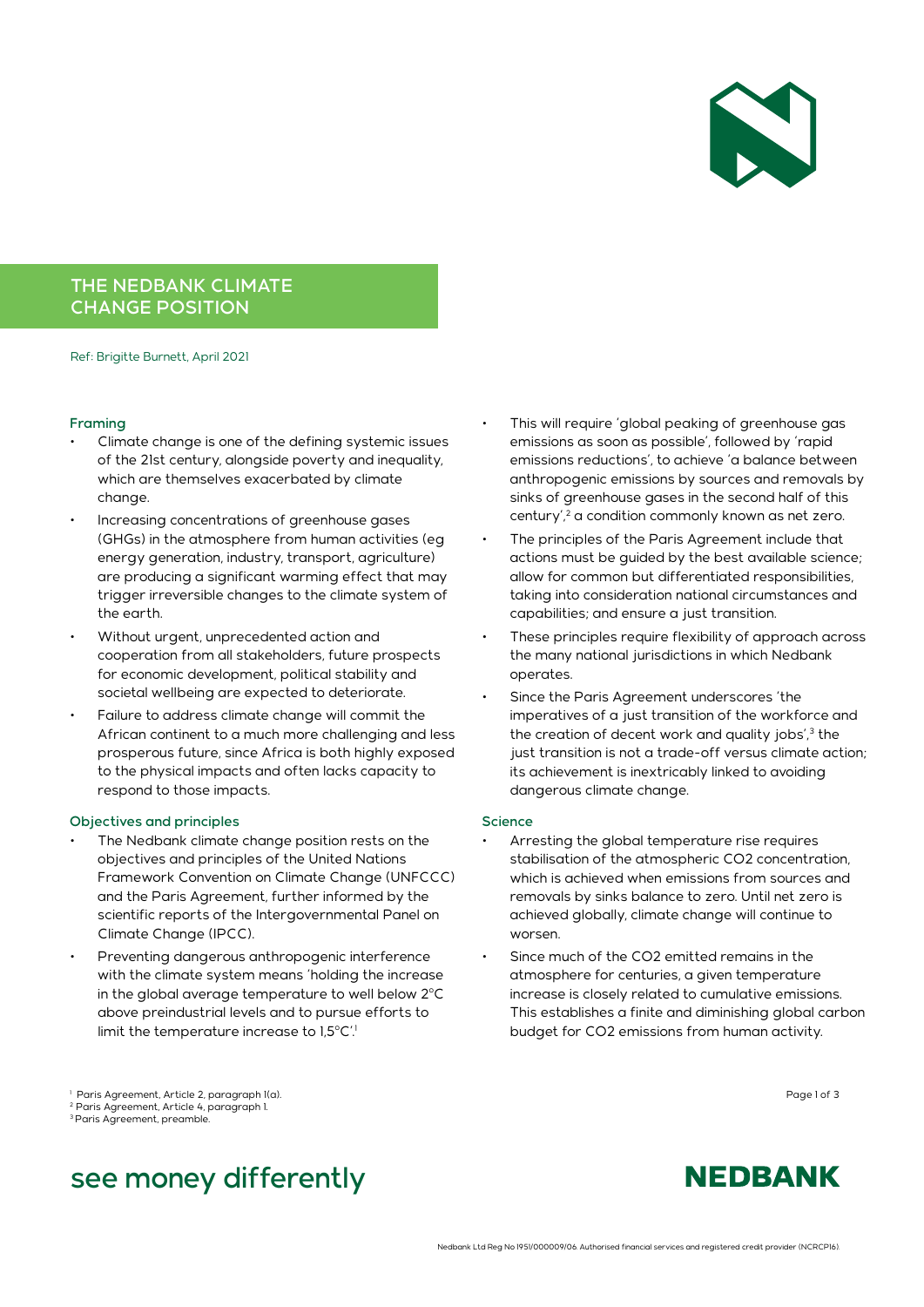# THE NEDBANK CLIMATE CHANGE POSITION

Ref: Brigitte Burnett, April 2021

## Framing

- Climate change is one of the defining systemic issues of the 21st century, alongside poverty and inequality, which are themselves exacerbated by climate change.
- Increasing concentrations of greenhouse gases (GHGs) in the atmosphere from human activities (eg energy generation, industry, transport, agriculture) are producing a significant warming effect that may trigger irreversible changes to the climate system of the earth.
- Without urgent, unprecedented action and cooperation from all stakeholders, future prospects for economic development, political stability and societal wellbeing are expected to deteriorate.
- Failure to address climate change will commit the African continent to a much more challenging and less prosperous future, since Africa is both highly exposed to the physical impacts and often lacks capacity to respond to those impacts.

## Objectives and principles

- The Nedbank climate change position rests on the objectives and principles of the United Nations Framework Convention on Climate Change (UNFCCC) and the Paris Agreement, further informed by the scientific reports of the Intergovernmental Panel on Climate Change (IPCC).
- Preventing dangerous anthropogenic interference with the climate system means 'holding the increase in the global average temperature to well below 2°C above preindustrial levels and to pursue efforts to limit the temperature increase to 1,5°C'.[1]
- This will require 'global peaking of greenhouse gas emissions as soon as possible', followed by 'rapid emissions reductions', to achieve 'a balance between anthropogenic emissions by sources and removals by sinks of greenhouse gases in the second half of this century',[2] a condition commonly known as net zero.
- The principles of the Paris Agreement include that actions must be guided by the best available science; allow for common but differentiated responsibilities, taking into consideration national circumstances and capabilities; and ensure a just transition.
- These principles require flexibility of approach across the many national jurisdictions in which Nedbank operates.
- Since the Paris Agreement underscores 'the imperatives of a just transition of the workforce and the creation of decent work and quality jobs',[3] the just transition is not a trade-off versus climate action; its achievement is inextricably linked to avoiding dangerous climate change.

## Science

- Arresting the global temperature rise requires stabilisation of the atmospheric $CO_2$ concentration, which is achieved when emissions from sources and removals by sinks balance to zero. Until net zero is achieved globally, climate change will continue to worsen.
- Since much of the $CO_2$ emitted remains in the atmosphere for centuries, a given temperature increase is closely related to cumulative emissions. This establishes a finite and diminishing global carbon budget for $CO_2$ emissions from human activity.

[1] Paris Agreement, Article 2, paragraph 1(a).
[2] Paris Agreement, Article 4, paragraph 1.
[3] Paris Agreement, preamble.

see money differently

NEDBANK

Nedbank Ltd Reg No 1951/000009/06. Authorised financial services and registered credit provider (NCRCP16).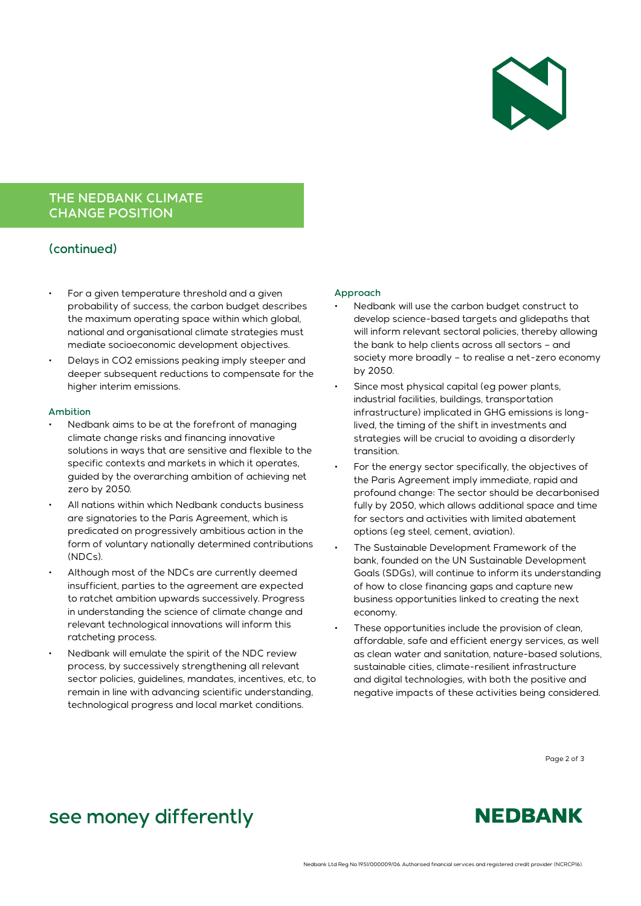## THE NEDBANK CLIMATE CHANGE POSITION

### (continued)

- For a given temperature threshold and a given probability of success, the carbon budget describes the maximum operating space within which global, national and organisational climate strategies must mediate socioeconomic development objectives.
- Delays in $CO_2$ emissions peaking imply steeper and deeper subsequent reductions to compensate for the higher interim emissions.

#### Ambition

- Nedbank aims to be at the forefront of managing climate change risks and financing innovative solutions in ways that are sensitive and flexible to the specific contexts and markets in which it operates, guided by the overarching ambition of achieving net zero by 2050.
- All nations within which Nedbank conducts business are signatories to the Paris Agreement, which is predicated on progressively ambitious action in the form of voluntary nationally determined contributions (NDCs).
- Although most of the NDCs are currently deemed insufficient, parties to the agreement are expected to ratchet ambition upwards successively. Progress in understanding the science of climate change and relevant technological innovations will inform this ratcheting process.
- Nedbank will emulate the spirit of the NDC review process, by successively strengthening all relevant sector policies, guidelines, mandates, incentives, etc, to remain in line with advancing scientific understanding, technological progress and local market conditions.

#### Approach

- Nedbank will use the carbon budget construct to develop science-based targets and glidepaths that will inform relevant sectoral policies, thereby allowing the bank to help clients across all sectors – and society more broadly – to realise a net-zero economy by 2050.
- Since most physical capital (eg power plants, industrial facilities, buildings, transportation infrastructure) implicated in GHG emissions is long-lived, the timing of the shift in investments and strategies will be crucial to avoiding a disorderly transition.
- For the energy sector specifically, the objectives of the Paris Agreement imply immediate, rapid and profound change: The sector should be decarbonised fully by 2050, which allows additional space and time for sectors and activities with limited abatement options (eg steel, cement, aviation).
- The Sustainable Development Framework of the bank, founded on the UN Sustainable Development Goals (SDGs), will continue to inform its understanding of how to close financing gaps and capture new business opportunities linked to creating the next economy.
- These opportunities include the provision of clean, affordable, safe and efficient energy services, as well as clean water and sanitation, nature-based solutions, sustainable cities, climate-resilient infrastructure and digital technologies, with both the positive and negative impacts of these activities being considered.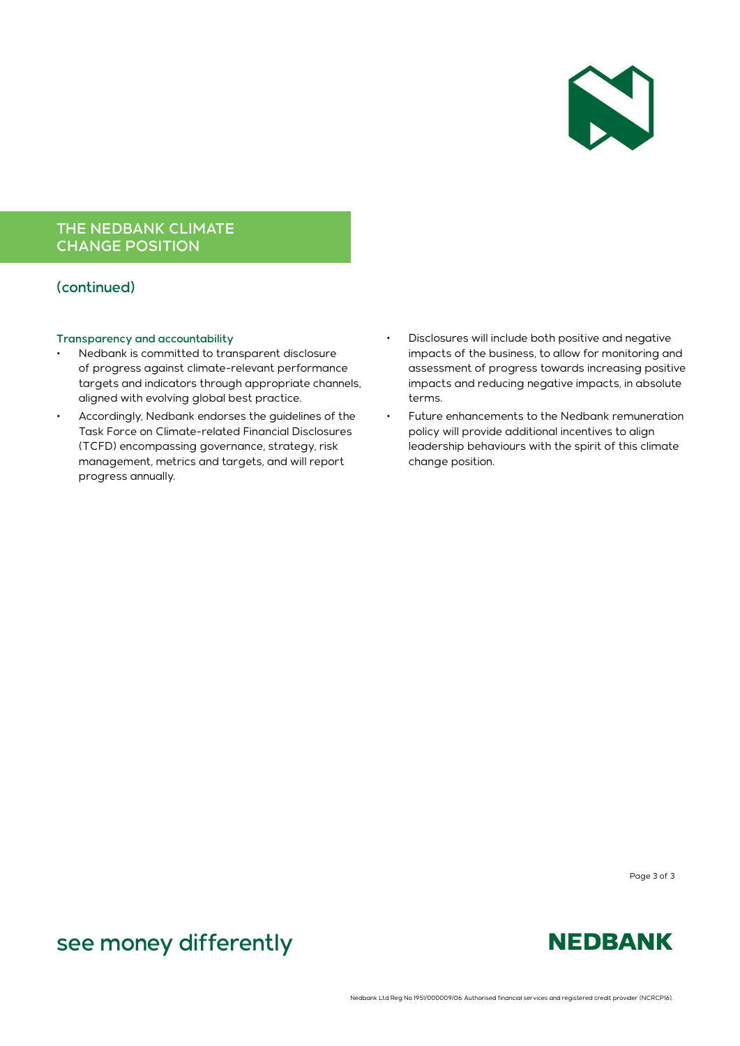# THE NEDBANK CLIMATE CHANGE POSITION

## (continued)

### Transparency and accountability

- Nedbank is committed to transparent disclosure of progress against climate-relevant performance targets and indicators through appropriate channels, aligned with evolving global best practice.
- Accordingly, Nedbank endorses the guidelines of the Task Force on Climate-related Financial Disclosures (TCFD) encompassing governance, strategy, risk management, metrics and targets, and will report progress annually.
- Disclosures will include both positive and negative impacts of the business, to allow for monitoring and assessment of progress towards increasing positive impacts and reducing negative impacts, in absolute terms.
- Future enhancements to the Nedbank remuneration policy will provide additional incentives to align leadership behaviours with the spirit of this climate change position.

see money differently

NEDBANK

Nedbank Ltd Reg No 1951/000009/06. Authorised financial services and registered credit provider (NCRCP16).